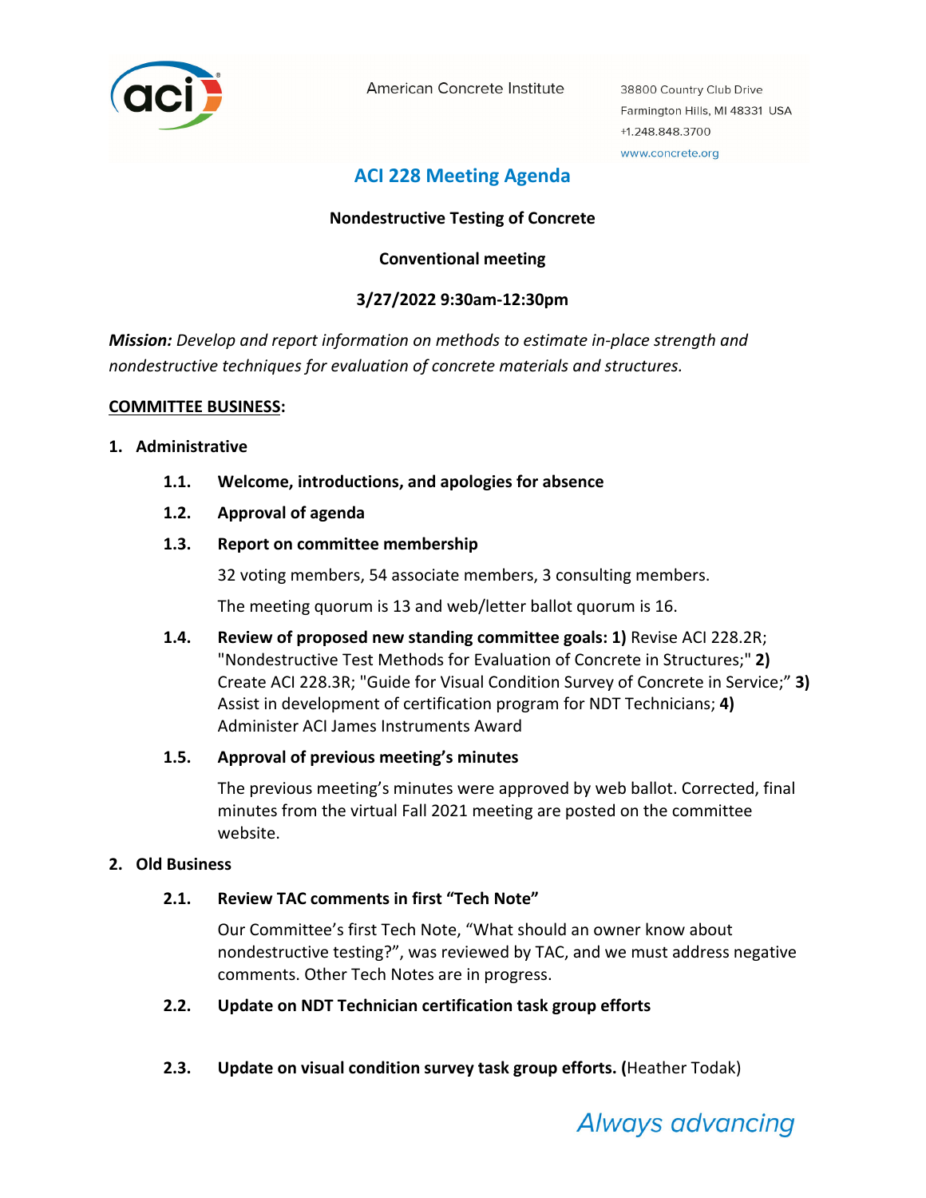American Concrete Institute

38800 Country Club Drive
Farmington Hills, MI 48331 USA
+1.248.848.3700
www.concrete.org

# ACI 228 Meeting Agenda

**Nondestructive Testing of Concrete**

**Conventional meeting**

**3/27/2022 9:30am-12:30pm**

***Mission:*** *Develop and report information on methods to estimate in-place strength and nondestructive techniques for evaluation of concrete materials and structures.*

**COMMITTEE BUSINESS:**

**1. Administrative**

**1.1. Welcome, introductions, and apologies for absence**

**1.2. Approval of agenda**

**1.3. Report on committee membership**

32 voting members, 54 associate members, 3 consulting members.

The meeting quorum is 13 and web/letter ballot quorum is 16.

**1.4. Review of proposed new standing committee goals: 1)** Revise ACI 228.2R; "Nondestructive Test Methods for Evaluation of Concrete in Structures;" **2)** Create ACI 228.3R; "Guide for Visual Condition Survey of Concrete in Service;" **3)** Assist in development of certification program for NDT Technicians; **4)** Administer ACI James Instruments Award

**1.5. Approval of previous meeting's minutes**

The previous meeting's minutes were approved by web ballot. Corrected, final minutes from the virtual Fall 2021 meeting are posted on the committee website.

**2. Old Business**

**2.1. Review TAC comments in first "Tech Note"**

Our Committee's first Tech Note, "What should an owner know about nondestructive testing?", was reviewed by TAC, and we must address negative comments. Other Tech Notes are in progress.

**2.2. Update on NDT Technician certification task group efforts**

**2.3. Update on visual condition survey task group efforts. (**Heather Todak)

*Always advancing*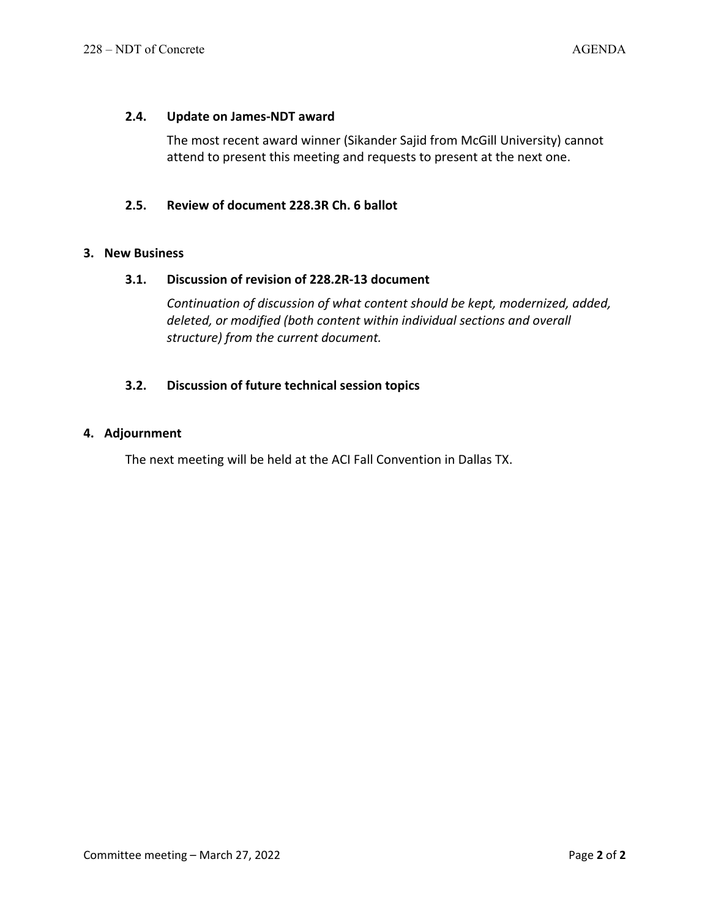### 2.4. Update on James-NDT award

The most recent award winner (Sikander Sajid from McGill University) cannot attend to present this meeting and requests to present at the next one.

### 2.5. Review of document 228.3R Ch. 6 ballot

## 3. New Business

### 3.1. Discussion of revision of 228.2R-13 document

*Continuation of discussion of what content should be kept, modernized, added, deleted, or modified (both content within individual sections and overall structure) from the current document.*

### 3.2. Discussion of future technical session topics

## 4. Adjournment

The next meeting will be held at the ACI Fall Convention in Dallas TX.